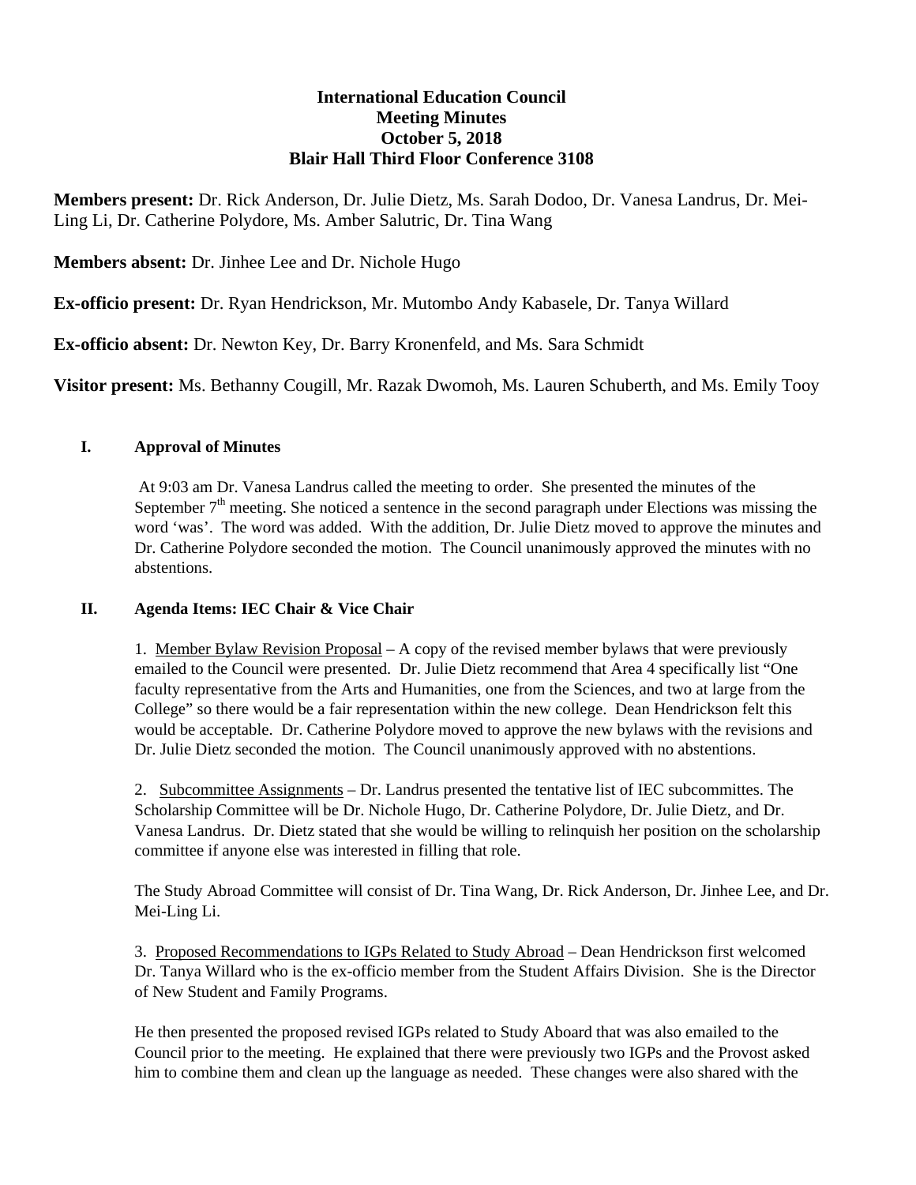**International Education Council**
**Meeting Minutes**
**October 5, 2018**
**Blair Hall Third Floor Conference 3108**

**Members present:** Dr. Rick Anderson, Dr. Julie Dietz, Ms. Sarah Dodoo, Dr. Vanesa Landrus, Dr. Mei-Ling Li, Dr. Catherine Polydore, Ms. Amber Salutric, Dr. Tina Wang

**Members absent:** Dr. Jinhee Lee and Dr. Nichole Hugo

**Ex-officio present:** Dr. Ryan Hendrickson, Mr. Mutombo Andy Kabasele, Dr. Tanya Willard

**Ex-officio absent:** Dr. Newton Key, Dr. Barry Kronenfeld, and Ms. Sara Schmidt

**Visitor present:** Ms. Bethanny Cougill, Mr. Razak Dwomoh, Ms. Lauren Schuberth, and Ms. Emily Tooy

## I. Approval of Minutes

At 9:03 am Dr. Vanesa Landrus called the meeting to order. She presented the minutes of the September 7th meeting. She noticed a sentence in the second paragraph under Elections was missing the word 'was'. The word was added. With the addition, Dr. Julie Dietz moved to approve the minutes and Dr. Catherine Polydore seconded the motion. The Council unanimously approved the minutes with no abstentions.

## II. Agenda Items: IEC Chair & Vice Chair

1. Member Bylaw Revision Proposal – A copy of the revised member bylaws that were previously emailed to the Council were presented. Dr. Julie Dietz recommend that Area 4 specifically list "One faculty representative from the Arts and Humanities, one from the Sciences, and two at large from the College" so there would be a fair representation within the new college. Dean Hendrickson felt this would be acceptable. Dr. Catherine Polydore moved to approve the new bylaws with the revisions and Dr. Julie Dietz seconded the motion. The Council unanimously approved with no abstentions.

2. Subcommittee Assignments – Dr. Landrus presented the tentative list of IEC subcommittes. The Scholarship Committee will be Dr. Nichole Hugo, Dr. Catherine Polydore, Dr. Julie Dietz, and Dr. Vanesa Landrus. Dr. Dietz stated that she would be willing to relinquish her position on the scholarship committee if anyone else was interested in filling that role.

The Study Abroad Committee will consist of Dr. Tina Wang, Dr. Rick Anderson, Dr. Jinhee Lee, and Dr. Mei-Ling Li.

3. Proposed Recommendations to IGPs Related to Study Abroad – Dean Hendrickson first welcomed Dr. Tanya Willard who is the ex-officio member from the Student Affairs Division. She is the Director of New Student and Family Programs.

He then presented the proposed revised IGPs related to Study Aboard that was also emailed to the Council prior to the meeting. He explained that there were previously two IGPs and the Provost asked him to combine them and clean up the language as needed. These changes were also shared with the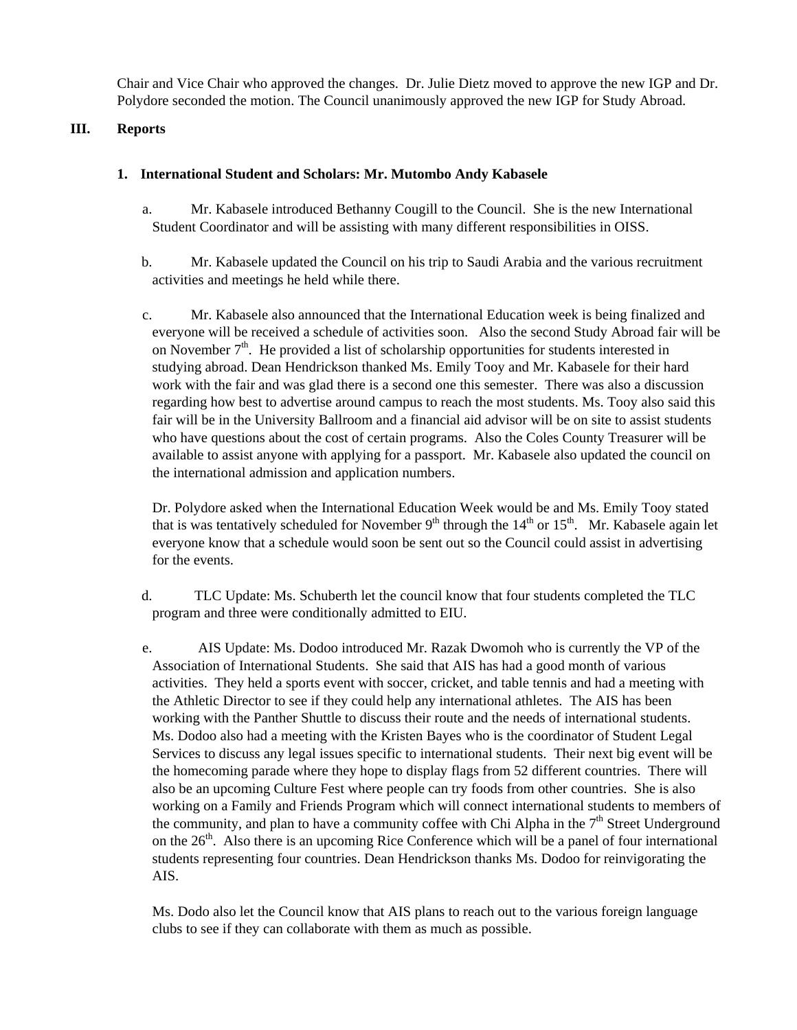Chair and Vice Chair who approved the changes. Dr. Julie Dietz moved to approve the new IGP and Dr. Polydore seconded the motion. The Council unanimously approved the new IGP for Study Abroad.

## III. Reports

### 1. International Student and Scholars: Mr. Mutombo Andy Kabasele

a. Mr. Kabasele introduced Bethanny Cougill to the Council. She is the new International Student Coordinator and will be assisting with many different responsibilities in OISS.

b. Mr. Kabasele updated the Council on his trip to Saudi Arabia and the various recruitment activities and meetings he held while there.

c. Mr. Kabasele also announced that the International Education week is being finalized and everyone will be received a schedule of activities soon. Also the second Study Abroad fair will be on November 7th. He provided a list of scholarship opportunities for students interested in studying abroad. Dean Hendrickson thanked Ms. Emily Tooy and Mr. Kabasele for their hard work with the fair and was glad there is a second one this semester. There was also a discussion regarding how best to advertise around campus to reach the most students. Ms. Tooy also said this fair will be in the University Ballroom and a financial aid advisor will be on site to assist students who have questions about the cost of certain programs. Also the Coles County Treasurer will be available to assist anyone with applying for a passport. Mr. Kabasele also updated the council on the international admission and application numbers.

Dr. Polydore asked when the International Education Week would be and Ms. Emily Tooy stated that is was tentatively scheduled for November 9th through the 14th or 15th. Mr. Kabasele again let everyone know that a schedule would soon be sent out so the Council could assist in advertising for the events.

d. TLC Update: Ms. Schuberth let the council know that four students completed the TLC program and three were conditionally admitted to EIU.

e. AIS Update: Ms. Dodoo introduced Mr. Razak Dwomoh who is currently the VP of the Association of International Students. She said that AIS has had a good month of various activities. They held a sports event with soccer, cricket, and table tennis and had a meeting with the Athletic Director to see if they could help any international athletes. The AIS has been working with the Panther Shuttle to discuss their route and the needs of international students. Ms. Dodoo also had a meeting with the Kristen Bayes who is the coordinator of Student Legal Services to discuss any legal issues specific to international students. Their next big event will be the homecoming parade where they hope to display flags from 52 different countries. There will also be an upcoming Culture Fest where people can try foods from other countries. She is also working on a Family and Friends Program which will connect international students to members of the community, and plan to have a community coffee with Chi Alpha in the 7th Street Underground on the 26th. Also there is an upcoming Rice Conference which will be a panel of four international students representing four countries. Dean Hendrickson thanks Ms. Dodoo for reinvigorating the AIS.

Ms. Dodo also let the Council know that AIS plans to reach out to the various foreign language clubs to see if they can collaborate with them as much as possible.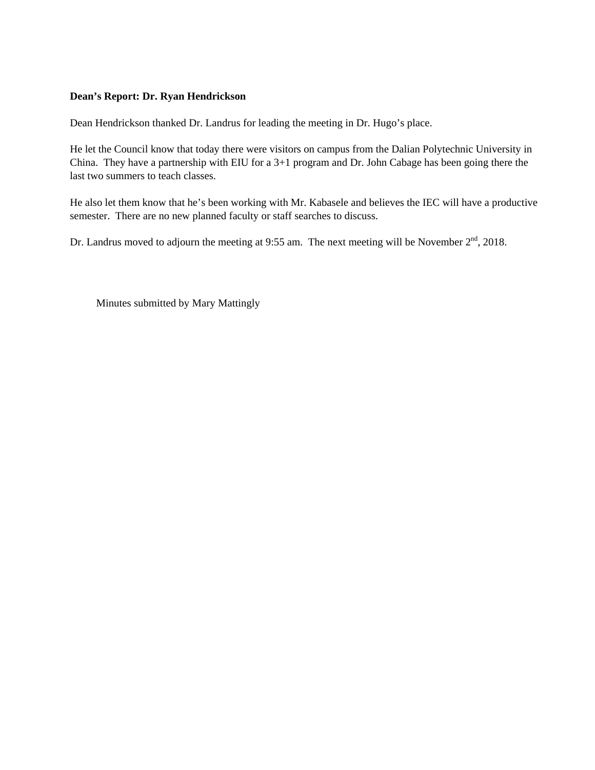**Dean's Report: Dr. Ryan Hendrickson**

Dean Hendrickson thanked Dr. Landrus for leading the meeting in Dr. Hugo's place.

He let the Council know that today there were visitors on campus from the Dalian Polytechnic University in China. They have a partnership with EIU for a 3+1 program and Dr. John Cabage has been going there the last two summers to teach classes.

He also let them know that he's been working with Mr. Kabasele and believes the IEC will have a productive semester. There are no new planned faculty or staff searches to discuss.

Dr. Landrus moved to adjourn the meeting at 9:55 am. The next meeting will be November 2nd, 2018.

Minutes submitted by Mary Mattingly